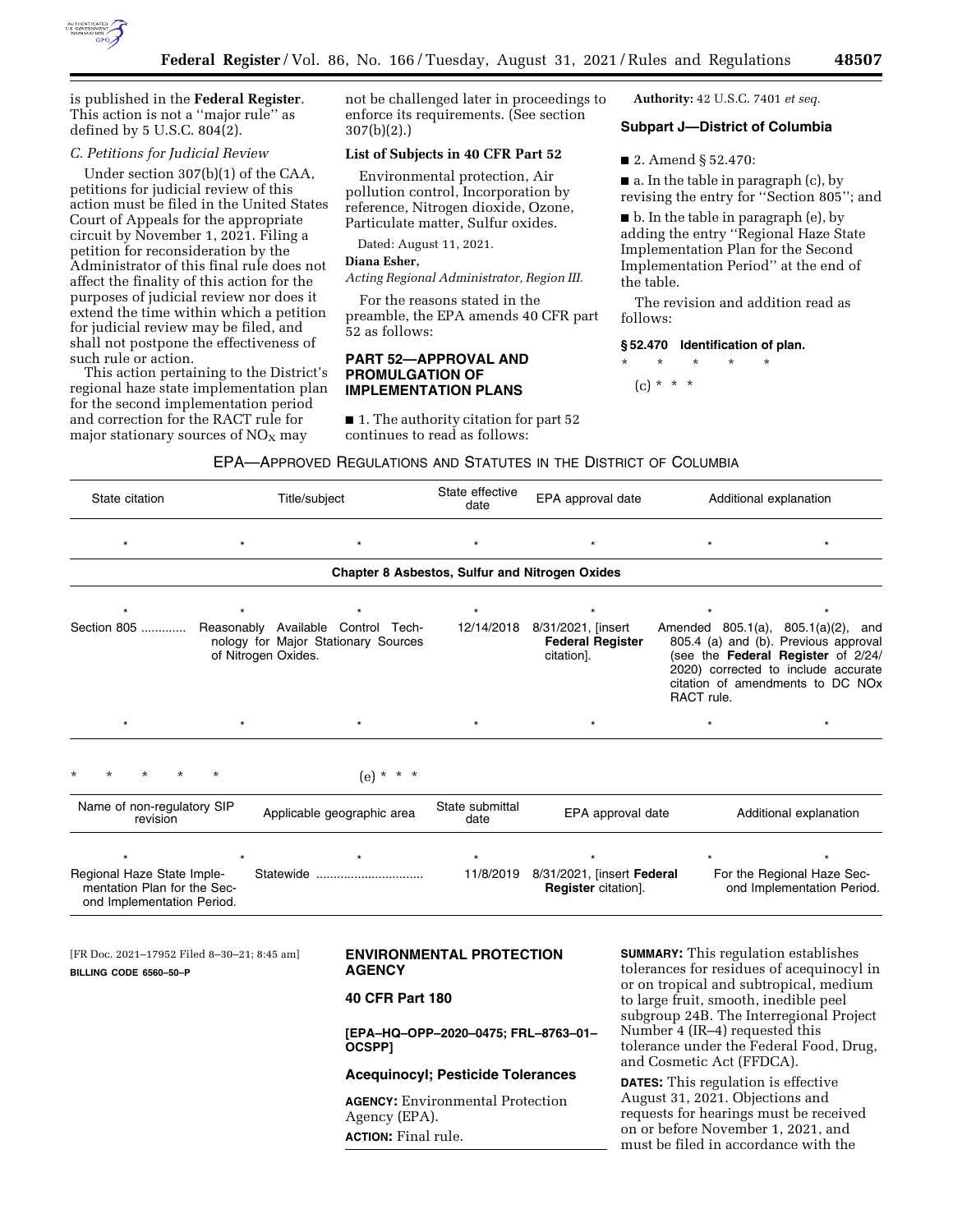is published in the **Federal Register**. This action is not a ''major rule'' as defined by 5 U.S.C. 804(2).

*C. Petitions for Judicial Review*

Under section 307(b)(1) of the CAA, petitions for judicial review of this action must be filed in the United States Court of Appeals for the appropriate circuit by November 1, 2021. Filing a petition for reconsideration by the Administrator of this final rule does not affect the finality of this action for the purposes of judicial review nor does it extend the time within which a petition for judicial review may be filed, and shall not postpone the effectiveness of such rule or action.

This action pertaining to the District's regional haze state implementation plan for the second implementation period and correction for the RACT rule for major stationary sources of $NO_X$ may not be challenged later in proceedings to enforce its requirements. (See section 307(b)(2).)

**List of Subjects in 40 CFR Part 52**

Environmental protection, Air pollution control, Incorporation by reference, Nitrogen dioxide, Ozone, Particulate matter, Sulfur oxides.

Dated: August 11, 2021.

**Diana Esher,**

*Acting Regional Administrator, Region III.*

For the reasons stated in the preamble, the EPA amends 40 CFR part 52 as follows:

## PART 52—APPROVAL AND PROMULGATION OF IMPLEMENTATION PLANS

■ 1. The authority citation for part 52 continues to read as follows:

**Authority:** 42 U.S.C. 7401 *et seq.*

### Subpart J—District of Columbia

■ 2. Amend § 52.470:

■ a. In the table in paragraph (c), by revising the entry for ''Section 805''; and

■ b. In the table in paragraph (e), by adding the entry ''Regional Haze State Implementation Plan for the Second Implementation Period'' at the end of the table.

The revision and addition read as follows:

**§ 52.470 Identification of plan.**

\* \* \* \* \*

(c) \* \* \*

EPA—APPROVED REGULATIONS AND STATUTES IN THE DISTRICT OF COLUMBIA

| State citation | Title/subject | State effective date | EPA approval date | Additional explanation |
|---|---|---|---|---|
| \* | \* \* | \* | \* | \* \* |
| **Chapter 8 Asbestos, Sulfur and Nitrogen Oxides** | | | | |
| \* | \* \* | \* | \* | \* \* |
| Section 805 ............ | Reasonably Available Control Technology for Major Stationary Sources of Nitrogen Oxides. | 12/14/2018 | 8/31/2021, [insert **Federal Register** citation]. | Amended 805.1(a), 805.1(a)(2), and 805.4 (a) and (b). Previous approval (see the **Federal Register** of 2/24/2020) corrected to include accurate citation of amendments to DC NOx RACT rule. |
| \* | \* \* | \* | \* | \* \* |

\* \* \* \* \*

(e) \* \* \*

| Name of non-regulatory SIP revision | Applicable geographic area | State submittal date | EPA approval date | Additional explanation |
|---|---|---|---|---|
| \* | \* \* | \* | \* | \* \* |
| Regional Haze State Implementation Plan for the Second Implementation Period. | Statewide .............................. | 11/8/2019 | 8/31/2021, [insert **Federal Register** citation]. | For the Regional Haze Second Implementation Period. |

[FR Doc. 2021–17952 Filed 8–30–21; 8:45 am]

**BILLING CODE 6560–50–P**

## ENVIRONMENTAL PROTECTION AGENCY

### 40 CFR Part 180

**[EPA–HQ–OPP–2020–0475; FRL–8763–01–OCSPP]**

### Acequinocyl; Pesticide Tolerances

**AGENCY:** Environmental Protection Agency (EPA).

**ACTION:** Final rule.

**SUMMARY:** This regulation establishes tolerances for residues of acequinocyl in or on tropical and subtropical, medium to large fruit, smooth, inedible peel subgroup 24B. The Interregional Project Number 4 (IR–4) requested this tolerance under the Federal Food, Drug, and Cosmetic Act (FFDCA).

**DATES:** This regulation is effective August 31, 2021. Objections and requests for hearings must be received on or before November 1, 2021, and must be filed in accordance with the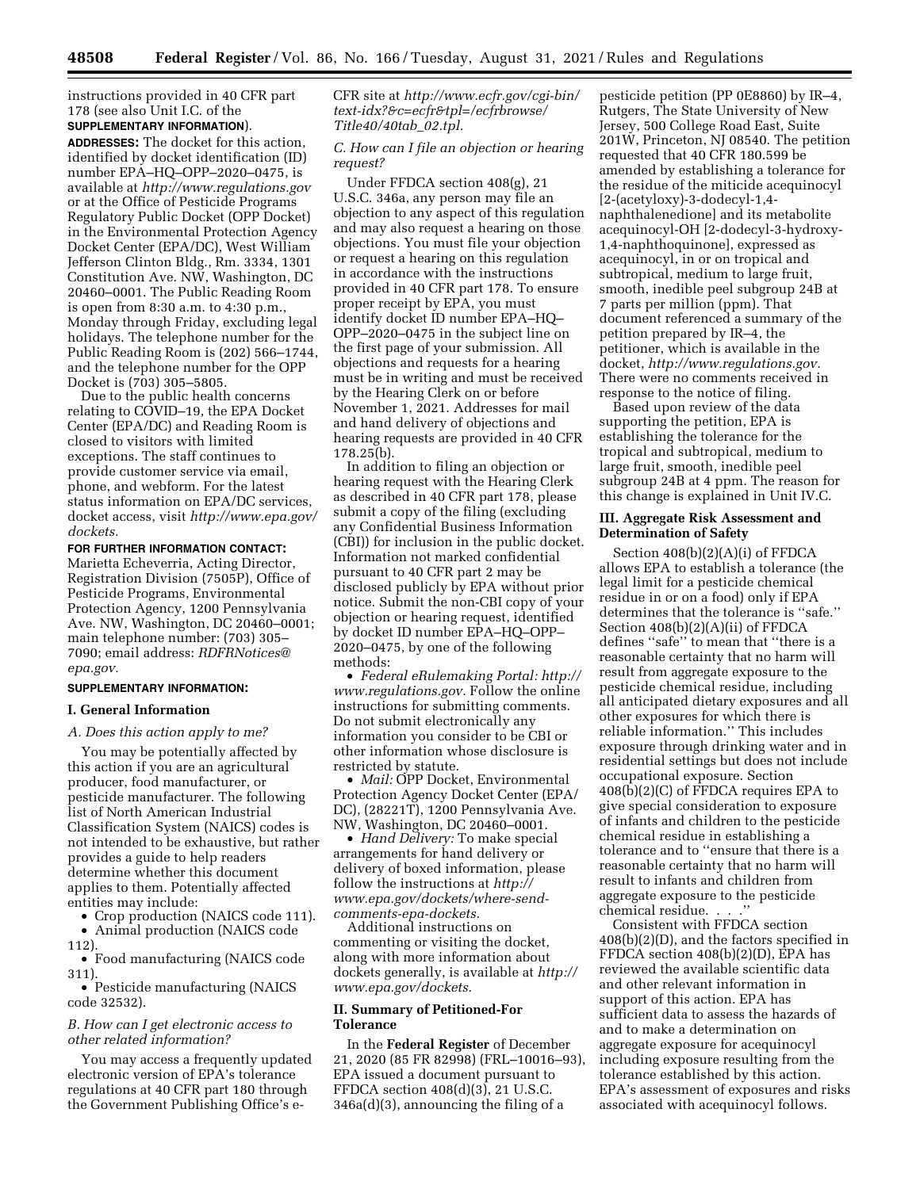instructions provided in 40 CFR part 178 (see also Unit I.C. of the **SUPPLEMENTARY INFORMATION**).

**ADDRESSES:** The docket for this action, identified by docket identification (ID) number EPA–HQ–OPP–2020–0475, is available at *http://www.regulations.gov* or at the Office of Pesticide Programs Regulatory Public Docket (OPP Docket) in the Environmental Protection Agency Docket Center (EPA/DC), West William Jefferson Clinton Bldg., Rm. 3334, 1301 Constitution Ave. NW, Washington, DC 20460–0001. The Public Reading Room is open from 8:30 a.m. to 4:30 p.m., Monday through Friday, excluding legal holidays. The telephone number for the Public Reading Room is (202) 566–1744, and the telephone number for the OPP Docket is (703) 305–5805.

Due to the public health concerns relating to COVID–19, the EPA Docket Center (EPA/DC) and Reading Room is closed to visitors with limited exceptions. The staff continues to provide customer service via email, phone, and webform. For the latest status information on EPA/DC services, docket access, visit *http://www.epa.gov/dockets.*

**FOR FURTHER INFORMATION CONTACT:** Marietta Echeverria, Acting Director, Registration Division (7505P), Office of Pesticide Programs, Environmental Protection Agency, 1200 Pennsylvania Ave. NW, Washington, DC 20460–0001; main telephone number: (703) 305–7090; email address: *RDFRNotices@epa.gov.*

**SUPPLEMENTARY INFORMATION:**

## I. General Information

### A. Does this action apply to me?

You may be potentially affected by this action if you are an agricultural producer, food manufacturer, or pesticide manufacturer. The following list of North American Industrial Classification System (NAICS) codes is not intended to be exhaustive, but rather provides a guide to help readers determine whether this document applies to them. Potentially affected entities may include:

- Crop production (NAICS code 111).
- Animal production (NAICS code 112).
- Food manufacturing (NAICS code 311).
- Pesticide manufacturing (NAICS code 32532).

### B. How can I get electronic access to other related information?

You may access a frequently updated electronic version of EPA's tolerance regulations at 40 CFR part 180 through the Government Publishing Office's e-CFR site at *http://www.ecfr.gov/cgi-bin/text-idx?&c=ecfr&tpl=/ecfrbrowse/Title40/40tab_02.tpl.*

### C. How can I file an objection or hearing request?

Under FFDCA section 408(g), 21 U.S.C. 346a, any person may file an objection to any aspect of this regulation and may also request a hearing on those objections. You must file your objection or request a hearing on this regulation in accordance with the instructions provided in 40 CFR part 178. To ensure proper receipt by EPA, you must identify docket ID number EPA–HQ–OPP–2020–0475 in the subject line on the first page of your submission. All objections and requests for a hearing must be in writing and must be received by the Hearing Clerk on or before November 1, 2021. Addresses for mail and hand delivery of objections and hearing requests are provided in 40 CFR 178.25(b).

In addition to filing an objection or hearing request with the Hearing Clerk as described in 40 CFR part 178, please submit a copy of the filing (excluding any Confidential Business Information (CBI)) for inclusion in the public docket. Information not marked confidential pursuant to 40 CFR part 2 may be disclosed publicly by EPA without prior notice. Submit the non-CBI copy of your objection or hearing request, identified by docket ID number EPA–HQ–OPP–2020–0475, by one of the following methods:

- *Federal eRulemaking Portal: http://www.regulations.gov.* Follow the online instructions for submitting comments. Do not submit electronically any information you consider to be CBI or other information whose disclosure is restricted by statute.
- *Mail:* OPP Docket, Environmental Protection Agency Docket Center (EPA/DC), (28221T), 1200 Pennsylvania Ave. NW, Washington, DC 20460–0001.
- *Hand Delivery:* To make special arrangements for hand delivery or delivery of boxed information, please follow the instructions at *http://www.epa.gov/dockets/where-send-comments-epa-dockets.*

Additional instructions on commenting or visiting the docket, along with more information about dockets generally, is available at *http://www.epa.gov/dockets.*

## II. Summary of Petitioned-For Tolerance

In the **Federal Register** of December 21, 2020 (85 FR 82998) (FRL–10016–93), EPA issued a document pursuant to FFDCA section 408(d)(3), 21 U.S.C. 346a(d)(3), announcing the filing of a pesticide petition (PP 0E8860) by IR–4, Rutgers, The State University of New Jersey, 500 College Road East, Suite 201W, Princeton, NJ 08540. The petition requested that 40 CFR 180.599 be amended by establishing a tolerance for the residue of the miticide acequinocyl [2-(acetyloxy)-3-dodecyl-1,4-naphthalenedione] and its metabolite acequinocyl-OH [2-dodecyl-3-hydroxy-1,4-naphthoquinone], expressed as acequinocyl, in or on tropical and subtropical, medium to large fruit, smooth, inedible peel subgroup 24B at 7 parts per million (ppm). That document referenced a summary of the petition prepared by IR–4, the petitioner, which is available in the docket, *http://www.regulations.gov.* There were no comments received in response to the notice of filing.

Based upon review of the data supporting the petition, EPA is establishing the tolerance for the tropical and subtropical, medium to large fruit, smooth, inedible peel subgroup 24B at 4 ppm. The reason for this change is explained in Unit IV.C.

## III. Aggregate Risk Assessment and Determination of Safety

Section 408(b)(2)(A)(i) of FFDCA allows EPA to establish a tolerance (the legal limit for a pesticide chemical residue in or on a food) only if EPA determines that the tolerance is "safe." Section 408(b)(2)(A)(ii) of FFDCA defines "safe" to mean that "there is a reasonable certainty that no harm will result from aggregate exposure to the pesticide chemical residue, including all anticipated dietary exposures and all other exposures for which there is reliable information." This includes exposure through drinking water and in residential settings but does not include occupational exposure. Section 408(b)(2)(C) of FFDCA requires EPA to give special consideration to exposure of infants and children to the pesticide chemical residue in establishing a tolerance and to "ensure that there is a reasonable certainty that no harm will result to infants and children from aggregate exposure to the pesticide chemical residue. . . ."

Consistent with FFDCA section 408(b)(2)(D), and the factors specified in FFDCA section 408(b)(2)(D), EPA has reviewed the available scientific data and other relevant information in support of this action. EPA has sufficient data to assess the hazards of and to make a determination on aggregate exposure for acequinocyl including exposure resulting from the tolerance established by this action. EPA's assessment of exposures and risks associated with acequinocyl follows.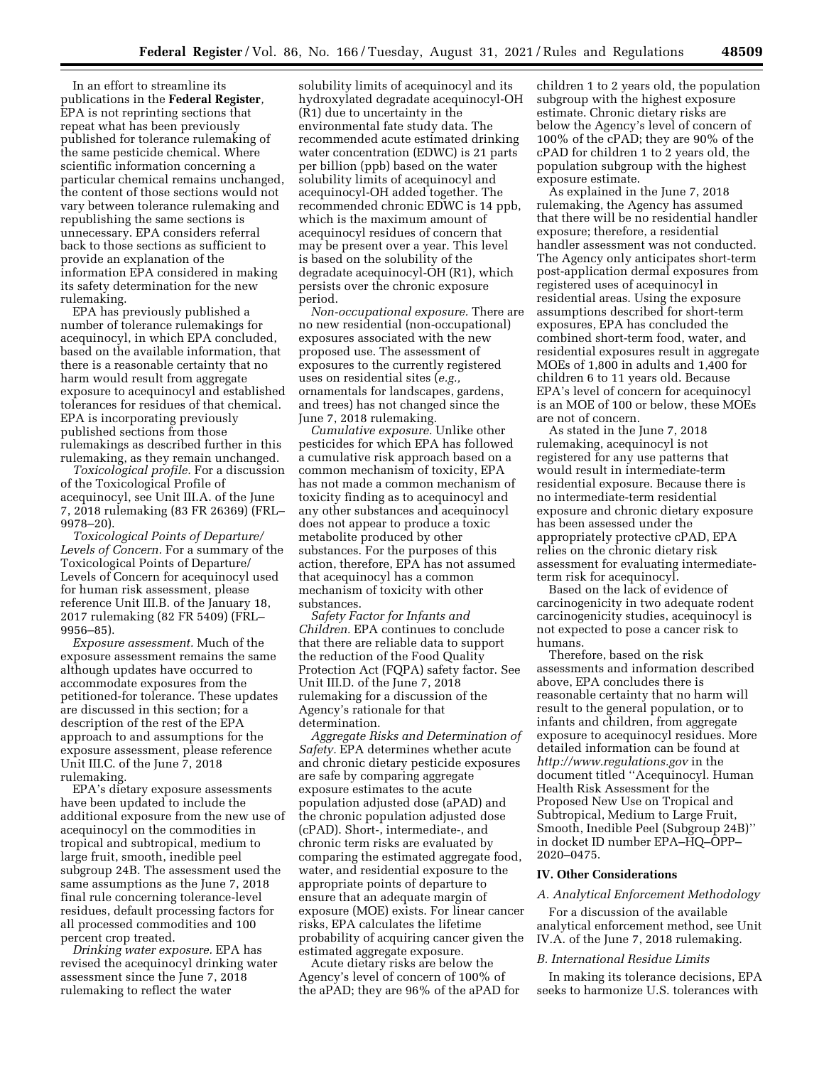In an effort to streamline its publications in the **Federal Register**, EPA is not reprinting sections that repeat what has been previously published for tolerance rulemaking of the same pesticide chemical. Where scientific information concerning a particular chemical remains unchanged, the content of those sections would not vary between tolerance rulemaking and republishing the same sections is unnecessary. EPA considers referral back to those sections as sufficient to provide an explanation of the information EPA considered in making its safety determination for the new rulemaking.

EPA has previously published a number of tolerance rulemakings for acequinocyl, in which EPA concluded, based on the available information, that there is a reasonable certainty that no harm would result from aggregate exposure to acequinocyl and established tolerances for residues of that chemical. EPA is incorporating previously published sections from those rulemakings as described further in this rulemaking, as they remain unchanged.

*Toxicological profile.* For a discussion of the Toxicological Profile of acequinocyl, see Unit III.A. of the June 7, 2018 rulemaking (83 FR 26369) (FRL–9978–20).

*Toxicological Points of Departure/Levels of Concern.* For a summary of the Toxicological Points of Departure/Levels of Concern for acequinocyl used for human risk assessment, please reference Unit III.B. of the January 18, 2017 rulemaking (82 FR 5409) (FRL–9956–85).

*Exposure assessment.* Much of the exposure assessment remains the same although updates have occurred to accommodate exposures from the petitioned-for tolerance. These updates are discussed in this section; for a description of the rest of the EPA approach to and assumptions for the exposure assessment, please reference Unit III.C. of the June 7, 2018 rulemaking.

EPA's dietary exposure assessments have been updated to include the additional exposure from the new use of acequinocyl on the commodities in tropical and subtropical, medium to large fruit, smooth, inedible peel subgroup 24B. The assessment used the same assumptions as the June 7, 2018 final rule concerning tolerance-level residues, default processing factors for all processed commodities and 100 percent crop treated.

*Drinking water exposure.* EPA has revised the acequinocyl drinking water assessment since the June 7, 2018 rulemaking to reflect the water solubility limits of acequinocyl and its hydroxylated degradate acequinocyl-OH (R1) due to uncertainty in the environmental fate study data. The recommended acute estimated drinking water concentration (EDWC) is 21 parts per billion (ppb) based on the water solubility limits of acequinocyl and acequinocyl-OH added together. The recommended chronic EDWC is 14 ppb, which is the maximum amount of acequinocyl residues of concern that may be present over a year. This level is based on the solubility of the degradate acequinocyl-OH (R1), which persists over the chronic exposure period.

*Non-occupational exposure.* There are no new residential (non-occupational) exposures associated with the new proposed use. The assessment of exposures to the currently registered uses on residential sites (*e.g.,* ornamentals for landscapes, gardens, and trees) has not changed since the June 7, 2018 rulemaking.

*Cumulative exposure.* Unlike other pesticides for which EPA has followed a cumulative risk approach based on a common mechanism of toxicity, EPA has not made a common mechanism of toxicity finding as to acequinocyl and any other substances and acequinocyl does not appear to produce a toxic metabolite produced by other substances. For the purposes of this action, therefore, EPA has not assumed that acequinocyl has a common mechanism of toxicity with other substances.

*Safety Factor for Infants and Children.* EPA continues to conclude that there are reliable data to support the reduction of the Food Quality Protection Act (FQPA) safety factor. See Unit III.D. of the June 7, 2018 rulemaking for a discussion of the Agency's rationale for that determination.

*Aggregate Risks and Determination of Safety.* EPA determines whether acute and chronic dietary pesticide exposures are safe by comparing aggregate exposure estimates to the acute population adjusted dose (aPAD) and the chronic population adjusted dose (cPAD). Short-, intermediate-, and chronic term risks are evaluated by comparing the estimated aggregate food, water, and residential exposure to the appropriate points of departure to ensure that an adequate margin of exposure (MOE) exists. For linear cancer risks, EPA calculates the lifetime probability of acquiring cancer given the estimated aggregate exposure.

Acute dietary risks are below the Agency's level of concern of 100% of the aPAD; they are 96% of the aPAD for children 1 to 2 years old, the population subgroup with the highest exposure estimate. Chronic dietary risks are below the Agency's level of concern of 100% of the cPAD; they are 90% of the cPAD for children 1 to 2 years old, the population subgroup with the highest exposure estimate.

As explained in the June 7, 2018 rulemaking, the Agency has assumed that there will be no residential handler exposure; therefore, a residential handler assessment was not conducted. The Agency only anticipates short-term post-application dermal exposures from registered uses of acequinocyl in residential areas. Using the exposure assumptions described for short-term exposures, EPA has concluded the combined short-term food, water, and residential exposures result in aggregate MOEs of 1,800 in adults and 1,400 for children 6 to 11 years old. Because EPA's level of concern for acequinocyl is an MOE of 100 or below, these MOEs are not of concern.

As stated in the June 7, 2018 rulemaking, acequinocyl is not registered for any use patterns that would result in intermediate-term residential exposure. Because there is no intermediate-term residential exposure and chronic dietary exposure has been assessed under the appropriately protective cPAD, EPA relies on the chronic dietary risk assessment for evaluating intermediate-term risk for acequinocyl.

Based on the lack of evidence of carcinogenicity in two adequate rodent carcinogenicity studies, acequinocyl is not expected to pose a cancer risk to humans.

Therefore, based on the risk assessments and information described above, EPA concludes there is reasonable certainty that no harm will result to the general population, or to infants and children, from aggregate exposure to acequinocyl residues. More detailed information can be found at *http://www.regulations.gov* in the document titled ''Acequinocyl. Human Health Risk Assessment for the Proposed New Use on Tropical and Subtropical, Medium to Large Fruit, Smooth, Inedible Peel (Subgroup 24B)'' in docket ID number EPA–HQ–OPP–2020–0475.

## IV. Other Considerations

### A. Analytical Enforcement Methodology

For a discussion of the available analytical enforcement method, see Unit IV.A. of the June 7, 2018 rulemaking.

### B. International Residue Limits

In making its tolerance decisions, EPA seeks to harmonize U.S. tolerances with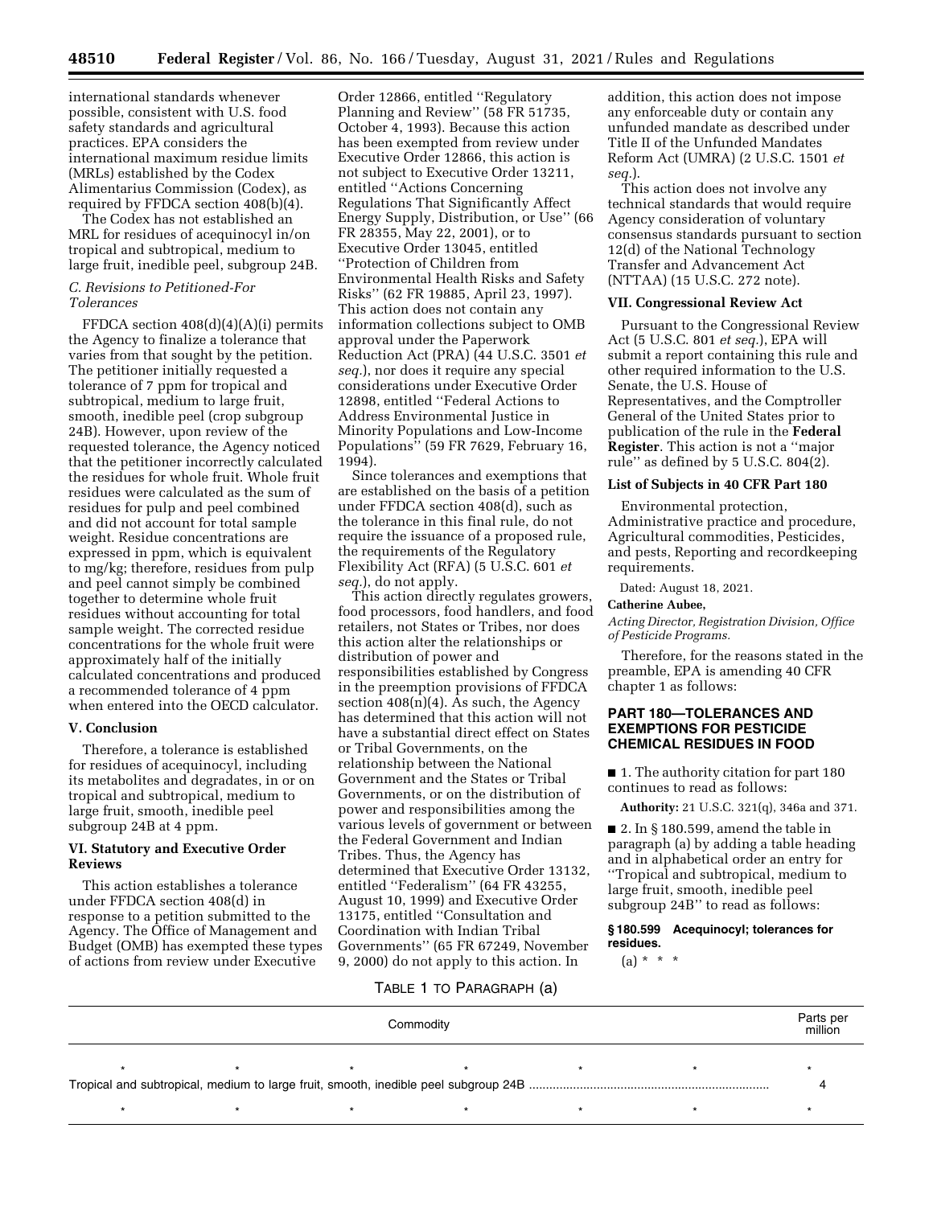international standards whenever possible, consistent with U.S. food safety standards and agricultural practices. EPA considers the international maximum residue limits (MRLs) established by the Codex Alimentarius Commission (Codex), as required by FFDCA section 408(b)(4).

The Codex has not established an MRL for residues of acequinocyl in/on tropical and subtropical, medium to large fruit, inedible peel, subgroup 24B.

### *C. Revisions to Petitioned-For Tolerances*

FFDCA section 408(d)(4)(A)(i) permits the Agency to finalize a tolerance that varies from that sought by the petition. The petitioner initially requested a tolerance of 7 ppm for tropical and subtropical, medium to large fruit, smooth, inedible peel (crop subgroup 24B). However, upon review of the requested tolerance, the Agency noticed that the petitioner incorrectly calculated the residues for whole fruit. Whole fruit residues were calculated as the sum of residues for pulp and peel combined and did not account for total sample weight. Residue concentrations are expressed in ppm, which is equivalent to mg/kg; therefore, residues from pulp and peel cannot simply be combined together to determine whole fruit residues without accounting for total sample weight. The corrected residue concentrations for the whole fruit were approximately half of the initially calculated concentrations and produced a recommended tolerance of 4 ppm when entered into the OECD calculator.

## V. Conclusion

Therefore, a tolerance is established for residues of acequinocyl, including its metabolites and degradates, in or on tropical and subtropical, medium to large fruit, smooth, inedible peel subgroup 24B at 4 ppm.

## VI. Statutory and Executive Order Reviews

This action establishes a tolerance under FFDCA section 408(d) in response to a petition submitted to the Agency. The Office of Management and Budget (OMB) has exempted these types of actions from review under Executive Order 12866, entitled ''Regulatory Planning and Review'' (58 FR 51735, October 4, 1993). Because this action has been exempted from review under Executive Order 12866, this action is not subject to Executive Order 13211, entitled ''Actions Concerning Regulations That Significantly Affect Energy Supply, Distribution, or Use'' (66 FR 28355, May 22, 2001), or to Executive Order 13045, entitled ''Protection of Children from Environmental Health Risks and Safety Risks'' (62 FR 19885, April 23, 1997). This action does not contain any information collections subject to OMB approval under the Paperwork Reduction Act (PRA) (44 U.S.C. 3501 *et seq.*), nor does it require any special considerations under Executive Order 12898, entitled ''Federal Actions to Address Environmental Justice in Minority Populations and Low-Income Populations'' (59 FR 7629, February 16, 1994).

Since tolerances and exemptions that are established on the basis of a petition under FFDCA section 408(d), such as the tolerance in this final rule, do not require the issuance of a proposed rule, the requirements of the Regulatory Flexibility Act (RFA) (5 U.S.C. 601 *et seq.*), do not apply.

This action directly regulates growers, food processors, food handlers, and food retailers, not States or Tribes, nor does this action alter the relationships or distribution of power and responsibilities established by Congress in the preemption provisions of FFDCA section 408(n)(4). As such, the Agency has determined that this action will not have a substantial direct effect on States or Tribal Governments, on the relationship between the National Government and the States or Tribal Governments, or on the distribution of power and responsibilities among the various levels of government or between the Federal Government and Indian Tribes. Thus, the Agency has determined that Executive Order 13132, entitled ''Federalism'' (64 FR 43255, August 10, 1999) and Executive Order 13175, entitled ''Consultation and Coordination with Indian Tribal Governments'' (65 FR 67249, November 9, 2000) do not apply to this action. In addition, this action does not impose any enforceable duty or contain any unfunded mandate as described under Title II of the Unfunded Mandates Reform Act (UMRA) (2 U.S.C. 1501 *et seq.*).

This action does not involve any technical standards that would require Agency consideration of voluntary consensus standards pursuant to section 12(d) of the National Technology Transfer and Advancement Act (NTTAA) (15 U.S.C. 272 note).

## VII. Congressional Review Act

Pursuant to the Congressional Review Act (5 U.S.C. 801 *et seq.*), EPA will submit a report containing this rule and other required information to the U.S. Senate, the U.S. House of Representatives, and the Comptroller General of the United States prior to publication of the rule in the **Federal Register**. This action is not a ''major rule'' as defined by 5 U.S.C. 804(2).

### List of Subjects in 40 CFR Part 180

Environmental protection, Administrative practice and procedure, Agricultural commodities, Pesticides, and pests, Reporting and recordkeeping requirements.

Dated: August 18, 2021.

**Catherine Aubee,**

*Acting Director, Registration Division, Office of Pesticide Programs.*

Therefore, for the reasons stated in the preamble, EPA is amending 40 CFR chapter 1 as follows:

## PART 180—TOLERANCES AND EXEMPTIONS FOR PESTICIDE CHEMICAL RESIDUES IN FOOD

■ 1. The authority citation for part 180 continues to read as follows:

**Authority:** 21 U.S.C. 321(q), 346a and 371.

■ 2. In § 180.599, amend the table in paragraph (a) by adding a table heading and in alphabetical order an entry for ''Tropical and subtropical, medium to large fruit, smooth, inedible peel subgroup 24B'' to read as follows:

**§ 180.599 Acequinocyl; tolerances for residues.**

(a) * * *

TABLE 1 TO PARAGRAPH (a)

| Commodity | Parts per million |
|---|---|
| * * * * * * | * |
| Tropical and subtropical, medium to large fruit, smooth, inedible peel subgroup 24B | 4 |
| * * * * * * | * |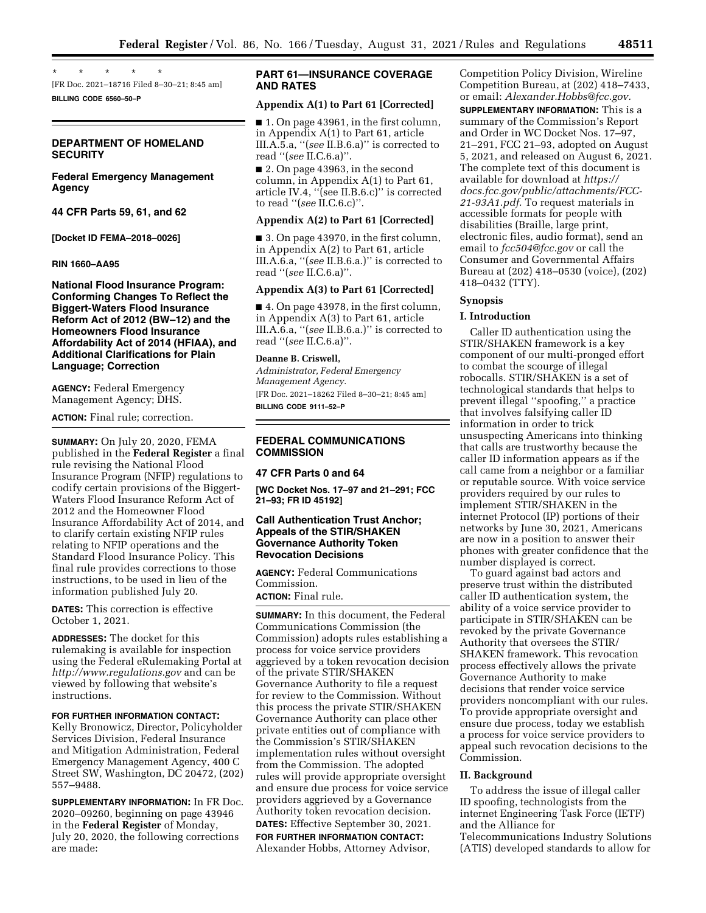\* \* \* \* \*

[FR Doc. 2021–18716 Filed 8–30–21; 8:45 am]

**BILLING CODE 6560–50–P**

## DEPARTMENT OF HOMELAND SECURITY

### Federal Emergency Management Agency

### 44 CFR Parts 59, 61, and 62

**[Docket ID FEMA–2018–0026]**

**RIN 1660–AA95**

### National Flood Insurance Program: Conforming Changes To Reflect the Biggert-Waters Flood Insurance Reform Act of 2012 (BW–12) and the Homeowners Flood Insurance Affordability Act of 2014 (HFIAA), and Additional Clarifications for Plain Language; Correction

**AGENCY:** Federal Emergency Management Agency; DHS.

**ACTION:** Final rule; correction.

**SUMMARY:** On July 20, 2020, FEMA published in the **Federal Register** a final rule revising the National Flood Insurance Program (NFIP) regulations to codify certain provisions of the Biggert-Waters Flood Insurance Reform Act of 2012 and the Homeowner Flood Insurance Affordability Act of 2014, and to clarify certain existing NFIP rules relating to NFIP operations and the Standard Flood Insurance Policy. This final rule provides corrections to those instructions, to be used in lieu of the information published July 20.

**DATES:** This correction is effective October 1, 2021.

**ADDRESSES:** The docket for this rulemaking is available for inspection using the Federal eRulemaking Portal at *http://www.regulations.gov* and can be viewed by following that website's instructions.

**FOR FURTHER INFORMATION CONTACT:** Kelly Bronowicz, Director, Policyholder Services Division, Federal Insurance and Mitigation Administration, Federal Emergency Management Agency, 400 C Street SW, Washington, DC 20472, (202) 557–9488.

**SUPPLEMENTARY INFORMATION:** In FR Doc. 2020–09260, beginning on page 43946 in the **Federal Register** of Monday, July 20, 2020, the following corrections are made:

### PART 61—INSURANCE COVERAGE AND RATES

#### Appendix A(1) to Part 61 [Corrected]

■ 1. On page 43961, in the first column, in Appendix A(1) to Part 61, article III.A.5.a, ''(*see* II.B.6.a)'' is corrected to read ''(*see* II.C.6.a)''.

■ 2. On page 43963, in the second column, in Appendix A(1) to Part 61, article IV.4, ''(see II.B.6.c)'' is corrected to read ''(*see* II.C.6.c)''.

#### Appendix A(2) to Part 61 [Corrected]

■ 3. On page 43970, in the first column, in Appendix A(2) to Part 61, article III.A.6.a, ''(*see* II.B.6.a.)'' is corrected to read ''(*see* II.C.6.a)''.

#### Appendix A(3) to Part 61 [Corrected]

■ 4. On page 43978, in the first column, in Appendix A(3) to Part 61, article III.A.6.a, ''(*see* II.B.6.a.)'' is corrected to read ''(*see* II.C.6.a)''.

**Deanne B. Criswell,**

*Administrator, Federal Emergency Management Agency.*

[FR Doc. 2021–18262 Filed 8–30–21; 8:45 am]

**BILLING CODE 9111–52–P**

## FEDERAL COMMUNICATIONS COMMISSION

### 47 CFR Parts 0 and 64

**[WC Docket Nos. 17–97 and 21–291; FCC 21–93; FR ID 45192]**

### Call Authentication Trust Anchor; Appeals of the STIR/SHAKEN Governance Authority Token Revocation Decisions

**AGENCY:** Federal Communications Commission.

**ACTION:** Final rule.

**SUMMARY:** In this document, the Federal Communications Commission (the Commission) adopts rules establishing a process for voice service providers aggrieved by a token revocation decision of the private STIR/SHAKEN Governance Authority to file a request for review to the Commission. Without this process the private STIR/SHAKEN Governance Authority can place other private entities out of compliance with the Commission's STIR/SHAKEN implementation rules without oversight from the Commission. The adopted rules will provide appropriate oversight and ensure due process for voice service providers aggrieved by a Governance Authority token revocation decision.

**DATES:** Effective September 30, 2021.

**FOR FURTHER INFORMATION CONTACT:** Alexander Hobbs, Attorney Advisor, Competition Policy Division, Wireline Competition Bureau, at (202) 418–7433, or email: *Alexander.Hobbs@fcc.gov.*

**SUPPLEMENTARY INFORMATION:** This is a summary of the Commission's Report and Order in WC Docket Nos. 17–97, 21–291, FCC 21–93, adopted on August 5, 2021, and released on August 6, 2021. The complete text of this document is available for download at *https://docs.fcc.gov/public/attachments/FCC-21-93A1.pdf.* To request materials in accessible formats for people with disabilities (Braille, large print, electronic files, audio format), send an email to *fcc504@fcc.gov* or call the Consumer and Governmental Affairs Bureau at (202) 418–0530 (voice), (202) 418–0432 (TTY).

#### Synopsis

#### I. Introduction

Caller ID authentication using the STIR/SHAKEN framework is a key component of our multi-pronged effort to combat the scourge of illegal robocalls. STIR/SHAKEN is a set of technological standards that helps to prevent illegal ''spoofing,'' a practice that involves falsifying caller ID information in order to trick unsuspecting Americans into thinking that calls are trustworthy because the caller ID information appears as if the call came from a neighbor or a familiar or reputable source. With voice service providers required by our rules to implement STIR/SHAKEN in the internet Protocol (IP) portions of their networks by June 30, 2021, Americans are now in a position to answer their phones with greater confidence that the number displayed is correct.

To guard against bad actors and preserve trust within the distributed caller ID authentication system, the ability of a voice service provider to participate in STIR/SHAKEN can be revoked by the private Governance Authority that oversees the STIR/SHAKEN framework. This revocation process effectively allows the private Governance Authority to make decisions that render voice service providers noncompliant with our rules. To provide appropriate oversight and ensure due process, today we establish a process for voice service providers to appeal such revocation decisions to the Commission.

#### II. Background

To address the issue of illegal caller ID spoofing, technologists from the internet Engineering Task Force (IETF) and the Alliance for Telecommunications Industry Solutions (ATIS) developed standards to allow for